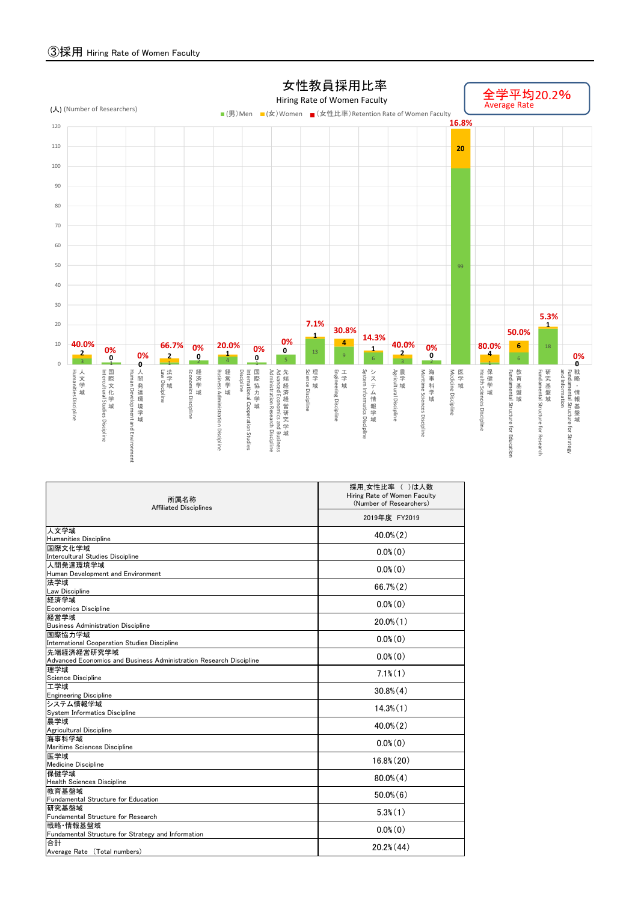## ③採用 Hiring Rate of Women Faculty

**女性教員採用比率**
Hiring Rate of Women Faculty

**全学平均20.2%**
Average Rate

(人) (Number of Researchers)

■(男)Men ■(女)Women ■(女性比率)Retention Rate of Women Faculty

| 所属名称 Affiliated Disciplines | 採用_女性比率（ ）は人数 Hiring Rate of Women Faculty (Number of Researchers) |
|---|---|
| | 2019年度 FY2019 |
| 人文学域 Humanities Discipline | 40.0%(2) |
| 国際文化学域 Intercultural Studies Discipline | 0.0%(0) |
| 人間発達環境学域 Human Development and Environment | 0.0%(0) |
| 法学域 Law Discipline | 66.7%(2) |
| 経済学域 Economics Discipline | 0.0%(0) |
| 経営学域 Business Administration Discipline | 20.0%(1) |
| 国際協力学域 International Cooperation Studies Discipline | 0.0%(0) |
| 先端経済経営研究学域 Advanced Economics and Business Administration Research Discipline | 0.0%(0) |
| 理学域 Science Discipline | 7.1%(1) |
| 工学域 Engineering Discipline | 30.8%(4) |
| システム情報学域 System Informatics Discipline | 14.3%(1) |
| 農学域 Agricultural Discipline | 40.0%(2) |
| 海事科学域 Maritime Sciences Discipline | 0.0%(0) |
| 医学域 Medicine Discipline | 16.8%(20) |
| 保健学域 Health Sciences Discipline | 80.0%(4) |
| 教育基盤域 Fundamental Structure for Education | 50.0%(6) |
| 研究基盤域 Fundamental Structure for Research | 5.3%(1) |
| 戦略・情報基盤域 Fundamental Structure for Strategy and Information | 0.0%(0) |
| 合計 Average Rate (Total numbers) | 20.2%(44) |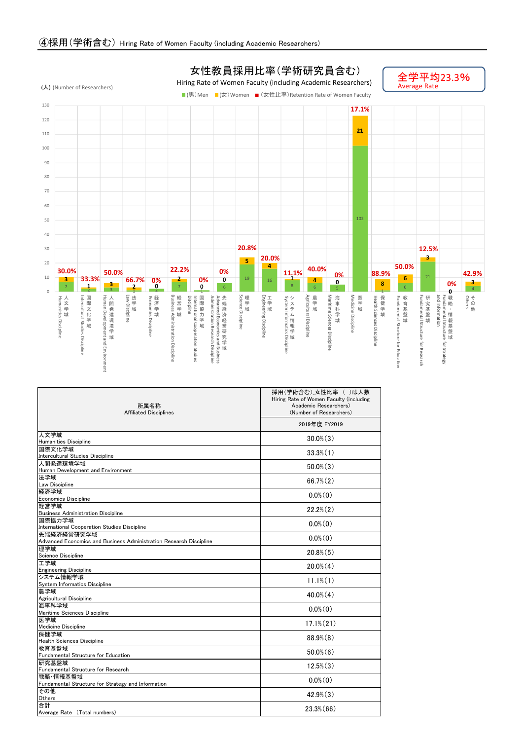## ④採用(学術含む) Hiring Rate of Women Faculty (including Academic Researchers)

**女性教員採用比率(学術研究員含む)**
Hiring Rate of Women Faculty (including Academic Researchers)

**全学平均23.3%**
Average Rate

(人) (Number of Researchers)

■(男)Men ■(女)Women ■(女性比率)Retention Rate of Women Faculty

| 所属名称 | (男)Men | (女)Women | (女性比率) |
|---|---|---|---|
| 人文学域 Humanities Discipline | 7 | 3 | 30.0% |
| 国際文化学域 Intercultural Studies Discipline | 2 | 1 | 33.3% |
| 人間発達環境学域 Human Development and Environment | 3 | 3 | 50.0% |
| 法学域 Law Discipline | 1 | 2 | 66.7% |
| 経済学域 Economics Discipline | 2 | 0 | 0% |
| 経営学域 Business Administration Discipline | 7 | 2 | 22.2% |
| 国際協力学域 International Cooperation Studies Discipline | 1 | 0 | 0% |
| 先端経済経営研究学域 Advanced Economics and Business Administration Research Discipline | 6 | 0 | 0% |
| 理学域 Science Discipline | 19 | 5 | 20.8% |
| 工学域 Engineering Discipline | 16 | 4 | 20.0% |
| システム情報学域 System Informatics Discipline | 8 | 1 | 11.1% |
| 農学域 Agricultural Discipline | 6 | 4 | 40.0% |
| 海事科学域 Maritime Sciences Discipline | 5 | 0 | 0% |
| 医学域 Medicine Discipline | 102 | 21 | 17.1% |
| 保健学域 Health Sciences Discipline | 1 | 8 | 88.9% |
| 教育基盤域 Fundamental Structure for Education | 6 | 6 | 50.0% |
| 研究基盤域 Fundamental Structure for Research | 21 | 3 | 12.5% |
| 戦略・情報基盤域 Fundamental Structure for Strategy and Information | | 0 | 0% |
| その他 Others | 4 | 3 | 42.9% |

| 所属名称<br>Affiliated Disciplines | 採用(学術含む)_女性比率 ( )は人数<br>Hiring Rate of Women Faculty (including Academic Researchers)<br>(Number of Researchers) |
|---|---|
| | 2019年度 FY2019 |
| 人文学域<br>Humanities Discipline | 30.0%(3) |
| 国際文化学域<br>Intercultural Studies Discipline | 33.3%(1) |
| 人間発達環境学域<br>Human Development and Environment | 50.0%(3) |
| 法学域<br>Law Discipline | 66.7%(2) |
| 経済学域<br>Economics Discipline | 0.0%(0) |
| 経営学域<br>Business Administration Discipline | 22.2%(2) |
| 国際協力学域<br>International Cooperation Studies Discipline | 0.0%(0) |
| 先端経済経営研究学域<br>Advanced Economics and Business Administration Research Discipline | 0.0%(0) |
| 理学域<br>Science Discipline | 20.8%(5) |
| 工学域<br>Engineering Discipline | 20.0%(4) |
| システム情報学域<br>System Informatics Discipline | 11.1%(1) |
| 農学域<br>Agricultural Discipline | 40.0%(4) |
| 海事科学域<br>Maritime Sciences Discipline | 0.0%(0) |
| 医学域<br>Medicine Discipline | 17.1%(21) |
| 保健学域<br>Health Sciences Discipline | 88.9%(8) |
| 教育基盤域<br>Fundamental Structure for Education | 50.0%(6) |
| 研究基盤域<br>Fundamental Structure for Research | 12.5%(3) |
| 戦略・情報基盤域<br>Fundamental Structure for Strategy and Information | 0.0%(0) |
| その他<br>Others | 42.9%(3) |
| 合計<br>Average Rate (Total numbers) | 23.3%(66) |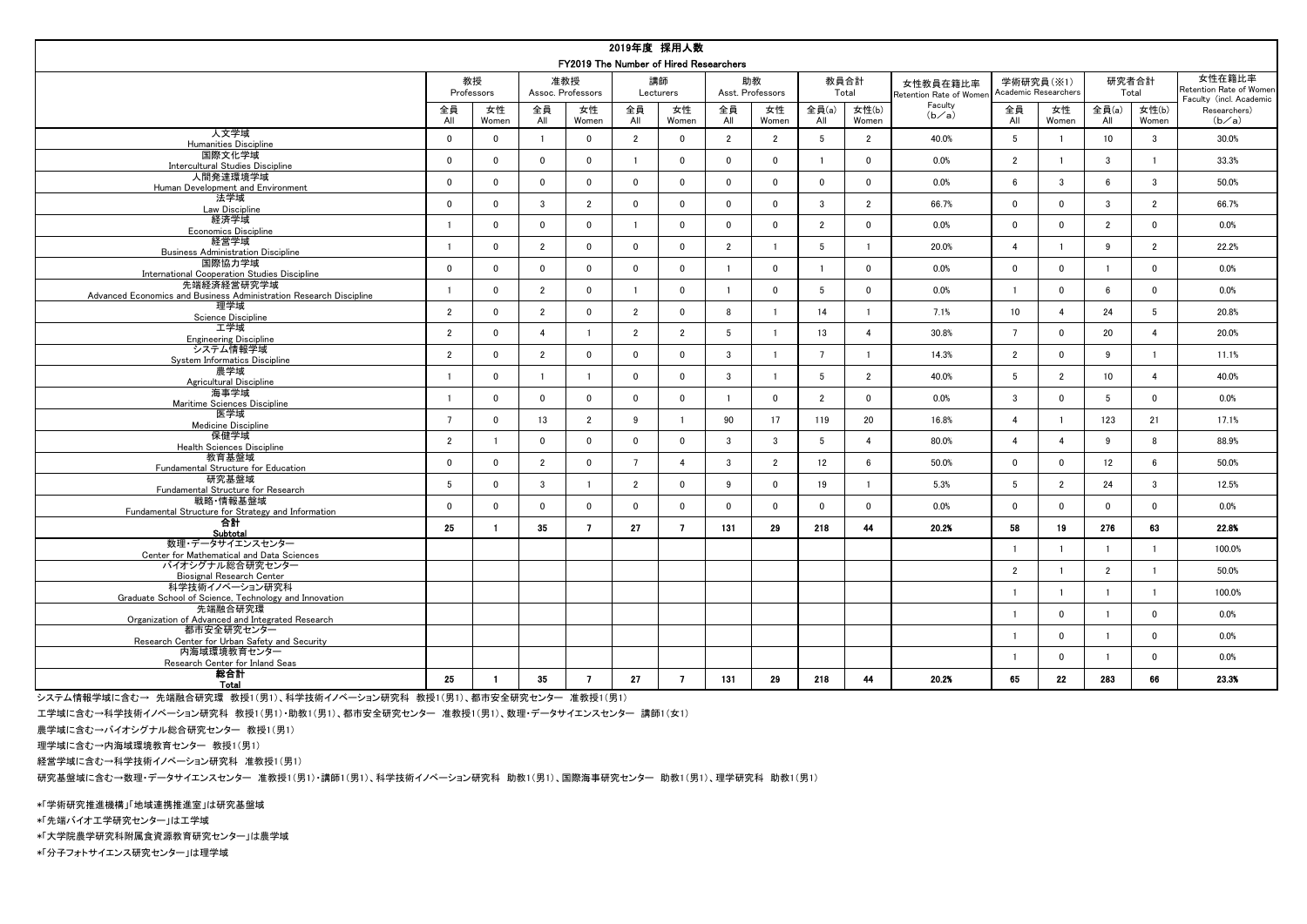# 2019年度　採用人数

FY2019 The Number of Hired Researchers

| | 教授 Professors | | 准教授 Assoc. Professors | | 講師 Lecturers | | 助教 Asst. Professors | | 教員合計 Total | | 女性教員在籍比率 Retention Rate of Women Faculty | 学術研究員(※1) Academic Researchers | | 研究者合計 Total | | 女性在籍比率 Retention Rate of Women Faculty (incl. Academic Researchers) |
|---|---|---|---|---|---|---|---|---|---|---|---|---|---|---|---|---|
| | 全員 All | 女性 Women | 全員 All | 女性 Women | 全員 All | 女性 Women | 全員 All | 女性 Women | 全員(a) All | 女性(b) Women | (b／a) | 全員 All | 女性 Women | 全員(a) All | 女性(b) Women | (b／a) |
| 人文学域 Humanities Discipline | 0 | 0 | 1 | 0 | 2 | 0 | 2 | 2 | 5 | 2 | 40.0% | 5 | 1 | 10 | 3 | 30.0% |
| 国際文化学域 Intercultural Studies Discipline | 0 | 0 | 0 | 0 | 1 | 0 | 0 | 0 | 1 | 0 | 0.0% | 2 | 1 | 3 | 1 | 33.3% |
| 人間発達環境学域 Human Development and Environment | 0 | 0 | 0 | 0 | 0 | 0 | 0 | 0 | 0 | 0 | 0.0% | 6 | 3 | 6 | 3 | 50.0% |
| 法学域 Law Discipline | 0 | 0 | 3 | 2 | 0 | 0 | 0 | 0 | 3 | 2 | 66.7% | 0 | 0 | 3 | 2 | 66.7% |
| 経済学域 Economics Discipline | 1 | 0 | 0 | 0 | 1 | 0 | 0 | 0 | 2 | 0 | 0.0% | 0 | 0 | 2 | 0 | 0.0% |
| 経営学域 Business Administration Discipline | 1 | 0 | 2 | 0 | 0 | 0 | 2 | 1 | 5 | 1 | 20.0% | 4 | 1 | 9 | 2 | 22.2% |
| 国際協力学域 International Cooperation Studies Discipline | 0 | 0 | 0 | 0 | 0 | 0 | 1 | 0 | 1 | 0 | 0.0% | 0 | 0 | 1 | 0 | 0.0% |
| 先端経済経営研究学域 Advanced Economics and Business Administration Research Discipline | 1 | 0 | 2 | 0 | 1 | 0 | 1 | 0 | 5 | 0 | 0.0% | 1 | 0 | 6 | 0 | 0.0% |
| 理学域 Science Discipline | 2 | 0 | 2 | 0 | 2 | 0 | 8 | 1 | 14 | 1 | 7.1% | 10 | 4 | 24 | 5 | 20.8% |
| 工学域 Engineering Discipline | 2 | 0 | 4 | 1 | 2 | 2 | 5 | 1 | 13 | 4 | 30.8% | 7 | 0 | 20 | 4 | 20.0% |
| システム情報学域 System Informatics Discipline | 2 | 0 | 2 | 0 | 0 | 0 | 3 | 1 | 7 | 1 | 14.3% | 2 | 0 | 9 | 1 | 11.1% |
| 農学域 Agricultural Discipline | 1 | 0 | 1 | 1 | 0 | 0 | 3 | 1 | 5 | 2 | 40.0% | 5 | 2 | 10 | 4 | 40.0% |
| 海事学域 Maritime Sciences Discipline | 1 | 0 | 0 | 0 | 0 | 0 | 1 | 0 | 2 | 0 | 0.0% | 3 | 0 | 5 | 0 | 0.0% |
| 医学域 Medicine Discipline | 7 | 0 | 13 | 2 | 9 | 1 | 90 | 17 | 119 | 20 | 16.8% | 4 | 1 | 123 | 21 | 17.1% |
| 保健学域 Health Sciences Discipline | 2 | 1 | 0 | 0 | 0 | 0 | 3 | 3 | 5 | 4 | 80.0% | 4 | 4 | 9 | 8 | 88.9% |
| 教育基盤域 Fundamental Structure for Education | 0 | 0 | 2 | 0 | 7 | 4 | 3 | 2 | 12 | 6 | 50.0% | 0 | 0 | 12 | 6 | 50.0% |
| 研究基盤域 Fundamental Structure for Research | 5 | 0 | 3 | 1 | 2 | 0 | 9 | 0 | 19 | 1 | 5.3% | 5 | 2 | 24 | 3 | 12.5% |
| 戦略・情報基盤域 Fundamental Structure for Strategy and Information | 0 | 0 | 0 | 0 | 0 | 0 | 0 | 0 | 0 | 0 | 0.0% | 0 | 0 | 0 | 0 | 0.0% |
| **合計 Subtotal** | **25** | **1** | **35** | **7** | **27** | **7** | **131** | **29** | **218** | **44** | **20.2%** | **58** | **19** | **276** | **63** | **22.8%** |
| 数理・データサイエンスセンター Center for Mathematical and Data Sciences | | | | | | | | | | | | 1 | 1 | 1 | 1 | 100.0% |
| バイオシグナル総合研究センター Biosignal Research Center | | | | | | | | | | | | 2 | 1 | 2 | 1 | 50.0% |
| 科学技術イノベーション研究科 Graduate School of Science, Technology and Innovation | | | | | | | | | | | | 1 | 1 | 1 | 1 | 100.0% |
| 先端融合研究環 Organization of Advanced and Integrated Research | | | | | | | | | | | | 1 | 0 | 1 | 0 | 0.0% |
| 都市安全研究センター Research Center for Urban Safety and Security | | | | | | | | | | | | 1 | 0 | 1 | 0 | 0.0% |
| 内海域環境教育センター Research Center for Inland Seas | | | | | | | | | | | | 1 | 0 | 1 | 0 | 0.0% |
| **総合計 Total** | **25** | **1** | **35** | **7** | **27** | **7** | **131** | **29** | **218** | **44** | **20.2%** | **65** | **22** | **283** | **66** | **23.3%** |

システム情報学域に含む→　先端融合研究環　教授1(男1)、科学技術イノベーション研究科　教授1(男1)、都市安全研究センター　准教授1(男1)

工学域に含む→科学技術イノベーション研究科　教授1(男1)・助教1(男1)、都市安全研究センター　准教授1(男1)、数理・データサイエンスセンター　講師1(女1)

農学域に含む→バイオシグナル総合研究センター　教授1(男1)

理学域に含む→内海域環境教育センター　教授1(男1)

経営学域に含む→科学技術イノベーション研究科　准教授1(男1)

研究基盤域に含む→数理・データサイエンスセンター　准教授1(男1)・講師1(男1)、科学技術イノベーション研究科　助教1(男1)、国際海事研究センター　助教1(男1)、理学研究科　助教1(男1)

*「学術研究推進機構」「地域連携推進室」は研究基盤域

*「先端バイオ工学研究センター」は工学域

*「大学院農学研究科附属食資源教育研究センター」は農学域

*「分子フォトサイエンス研究センター」は理学域